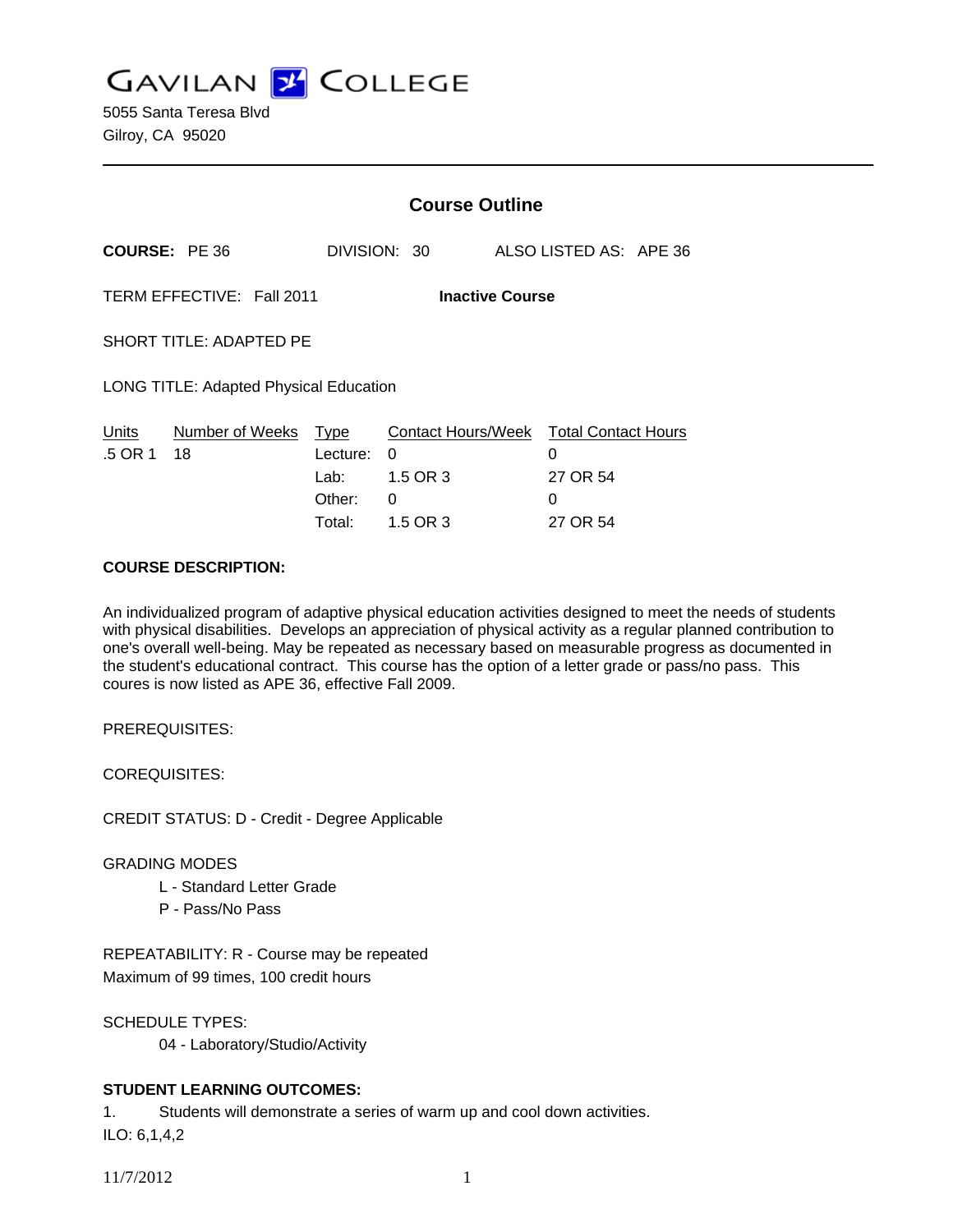# GAVILAN COLLEGE

5055 Santa Teresa Blvd
Gilroy, CA 95020

---

## Course Outline

**COURSE:** PE 36 DIVISION: 30 ALSO LISTED AS: APE 36

TERM EFFECTIVE: Fall 2011 **Inactive Course**

SHORT TITLE: ADAPTED PE

LONG TITLE: Adapted Physical Education

| Units | Number of Weeks | Type | Contact Hours/Week | Total Contact Hours |
|---|---|---|---|---|
| .5 OR 1 | 18 | Lecture: | 0 | 0 |
| | | Lab: | 1.5 OR 3 | 27 OR 54 |
| | | Other: | 0 | 0 |
| | | Total: | 1.5 OR 3 | 27 OR 54 |

**COURSE DESCRIPTION:**

An individualized program of adaptive physical education activities designed to meet the needs of students with physical disabilities. Develops an appreciation of physical activity as a regular planned contribution to one's overall well-being. May be repeated as necessary based on measurable progress as documented in the student's educational contract. This course has the option of a letter grade or pass/no pass. This coures is now listed as APE 36, effective Fall 2009.

PREREQUISITES:

COREQUISITES:

CREDIT STATUS: D - Credit - Degree Applicable

GRADING MODES

- L - Standard Letter Grade
- P - Pass/No Pass

REPEATABILITY: R - Course may be repeated
Maximum of 99 times, 100 credit hours

SCHEDULE TYPES:

- 04 - Laboratory/Studio/Activity

**STUDENT LEARNING OUTCOMES:**

1. Students will demonstrate a series of warm up and cool down activities.
ILO: 6,1,4,2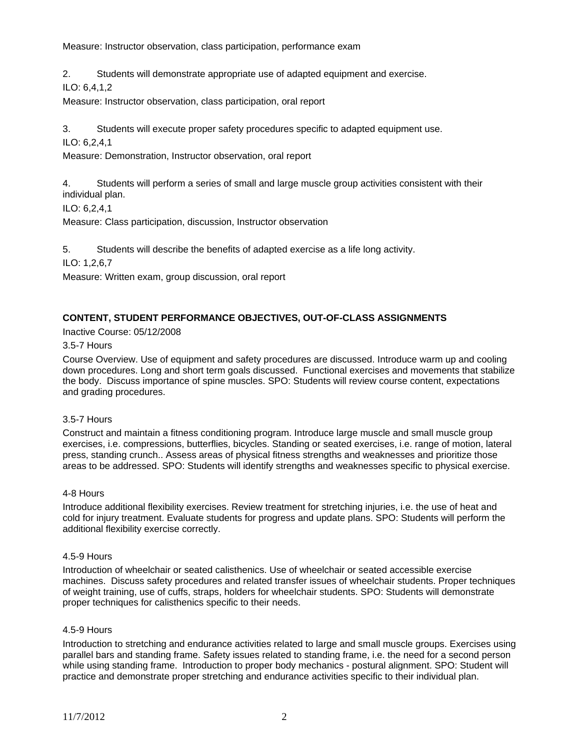Measure: Instructor observation, class participation, performance exam

2. Students will demonstrate appropriate use of adapted equipment and exercise.

ILO: 6,4,1,2

Measure: Instructor observation, class participation, oral report

3. Students will execute proper safety procedures specific to adapted equipment use.

ILO: 6,2,4,1

Measure: Demonstration, Instructor observation, oral report

4. Students will perform a series of small and large muscle group activities consistent with their individual plan.

ILO: 6,2,4,1

Measure: Class participation, discussion, Instructor observation

5. Students will describe the benefits of adapted exercise as a life long activity.

ILO: 1,2,6,7

Measure: Written exam, group discussion, oral report

**CONTENT, STUDENT PERFORMANCE OBJECTIVES, OUT-OF-CLASS ASSIGNMENTS**

Inactive Course: 05/12/2008

3.5-7 Hours

Course Overview. Use of equipment and safety procedures are discussed. Introduce warm up and cooling down procedures. Long and short term goals discussed. Functional exercises and movements that stabilize the body. Discuss importance of spine muscles. SPO: Students will review course content, expectations and grading procedures.

3.5-7 Hours

Construct and maintain a fitness conditioning program. Introduce large muscle and small muscle group exercises, i.e. compressions, butterflies, bicycles. Standing or seated exercises, i.e. range of motion, lateral press, standing crunch.. Assess areas of physical fitness strengths and weaknesses and prioritize those areas to be addressed. SPO: Students will identify strengths and weaknesses specific to physical exercise.

4-8 Hours

Introduce additional flexibility exercises. Review treatment for stretching injuries, i.e. the use of heat and cold for injury treatment. Evaluate students for progress and update plans. SPO: Students will perform the additional flexibility exercise correctly.

4.5-9 Hours

Introduction of wheelchair or seated calisthenics. Use of wheelchair or seated accessible exercise machines. Discuss safety procedures and related transfer issues of wheelchair students. Proper techniques of weight training, use of cuffs, straps, holders for wheelchair students. SPO: Students will demonstrate proper techniques for calisthenics specific to their needs.

4.5-9 Hours

Introduction to stretching and endurance activities related to large and small muscle groups. Exercises using parallel bars and standing frame. Safety issues related to standing frame, i.e. the need for a second person while using standing frame. Introduction to proper body mechanics - postural alignment. SPO: Student will practice and demonstrate proper stretching and endurance activities specific to their individual plan.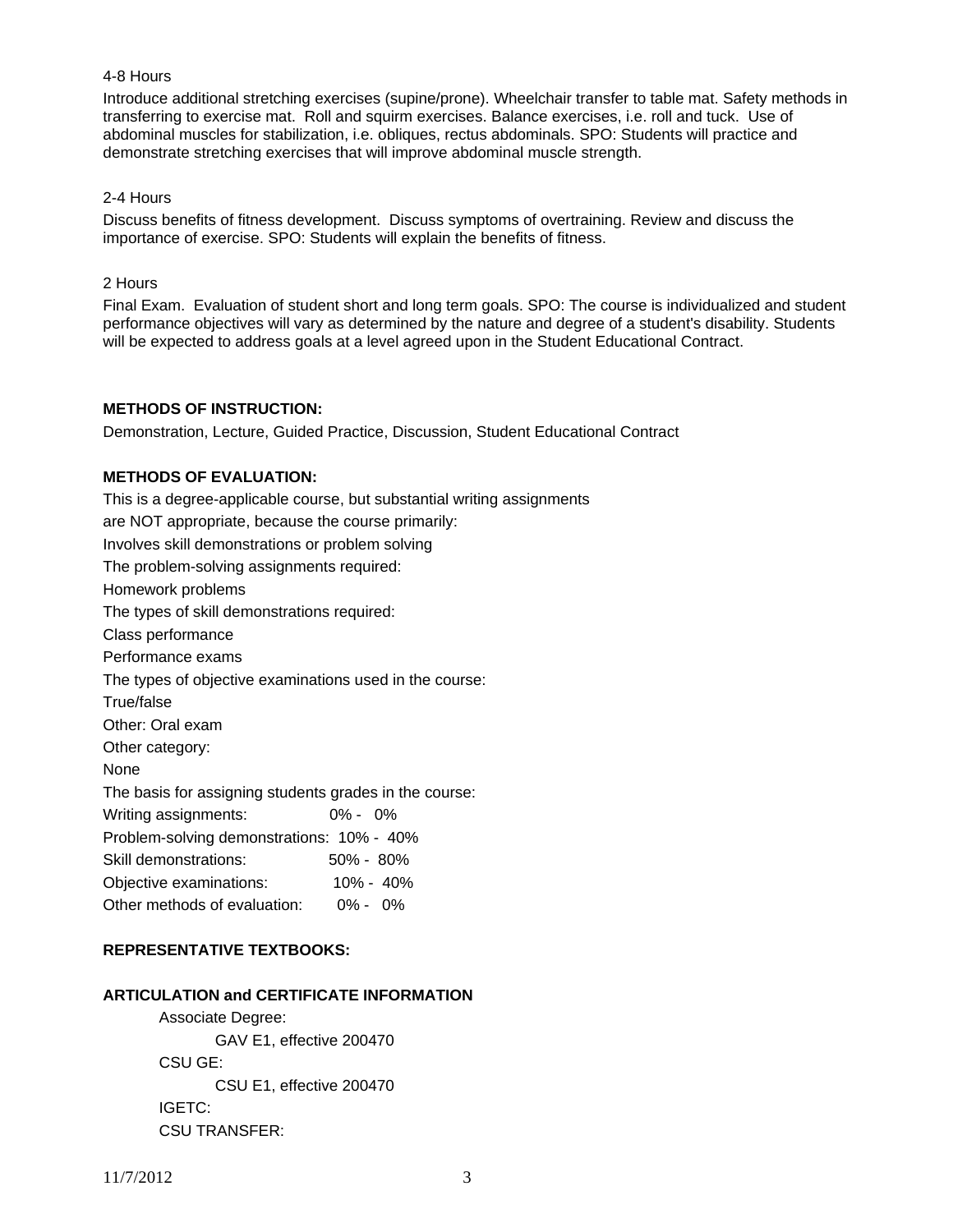4-8 Hours

Introduce additional stretching exercises (supine/prone). Wheelchair transfer to table mat. Safety methods in transferring to exercise mat. Roll and squirm exercises. Balance exercises, i.e. roll and tuck. Use of abdominal muscles for stabilization, i.e. obliques, rectus abdominals. SPO: Students will practice and demonstrate stretching exercises that will improve abdominal muscle strength.

2-4 Hours

Discuss benefits of fitness development. Discuss symptoms of overtraining. Review and discuss the importance of exercise. SPO: Students will explain the benefits of fitness.

2 Hours

Final Exam. Evaluation of student short and long term goals. SPO: The course is individualized and student performance objectives will vary as determined by the nature and degree of a student's disability. Students will be expected to address goals at a level agreed upon in the Student Educational Contract.

**METHODS OF INSTRUCTION:**

Demonstration, Lecture, Guided Practice, Discussion, Student Educational Contract

**METHODS OF EVALUATION:**

This is a degree-applicable course, but substantial writing assignments
are NOT appropriate, because the course primarily:
Involves skill demonstrations or problem solving
The problem-solving assignments required:
Homework problems
The types of skill demonstrations required:
Class performance
Performance exams
The types of objective examinations used in the course:
True/false
Other: Oral exam
Other category:
None
The basis for assigning students grades in the course:

| | |
|---|---|
| Writing assignments: | 0% - 0% |
| Problem-solving demonstrations: | 10% - 40% |
| Skill demonstrations: | 50% - 80% |
| Objective examinations: | 10% - 40% |
| Other methods of evaluation: | 0% - 0% |

**REPRESENTATIVE TEXTBOOKS:**

**ARTICULATION and CERTIFICATE INFORMATION**

Associate Degree:
GAV E1, effective 200470
CSU GE:
CSU E1, effective 200470
IGETC:
CSU TRANSFER: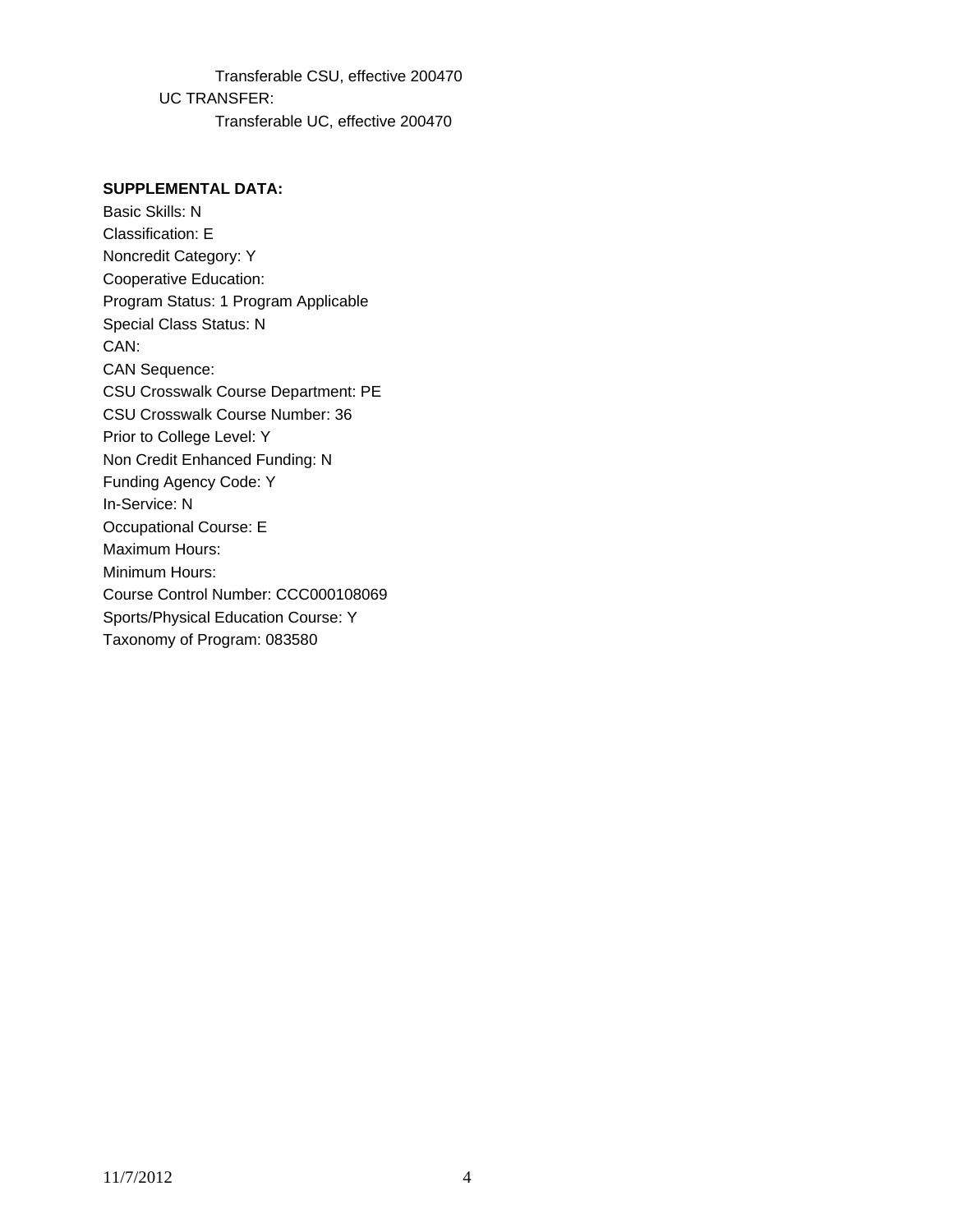Transferable CSU, effective 200470

UC TRANSFER:

Transferable UC, effective 200470

**SUPPLEMENTAL DATA:**

Basic Skills: N
Classification: E
Noncredit Category: Y
Cooperative Education:
Program Status: 1 Program Applicable
Special Class Status: N
CAN:
CAN Sequence:
CSU Crosswalk Course Department: PE
CSU Crosswalk Course Number: 36
Prior to College Level: Y
Non Credit Enhanced Funding: N
Funding Agency Code: Y
In-Service: N
Occupational Course: E
Maximum Hours:
Minimum Hours:
Course Control Number: CCC000108069
Sports/Physical Education Course: Y
Taxonomy of Program: 083580